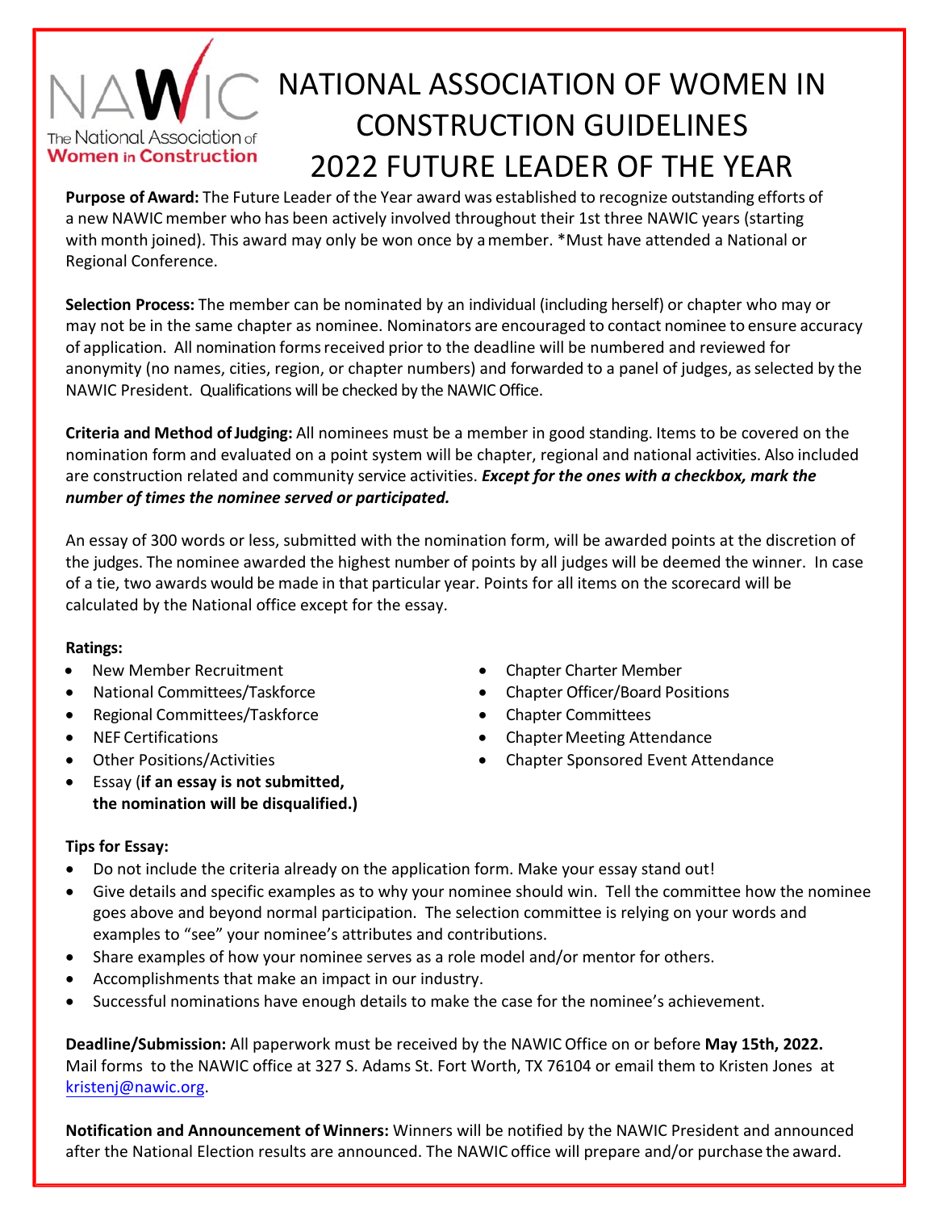# NATIONAL ASSOCIATION OF WOMEN IN CONSTRUCTION GUIDELINES
# 2022 FUTURE LEADER OF THE YEAR

**Purpose of Award:** The Future Leader of the Year award was established to recognize outstanding efforts of a new NAWIC member who has been actively involved throughout their 1st three NAWIC years (starting with month joined). This award may only be won once by a member. *Must have attended a National or Regional Conference.

**Selection Process:** The member can be nominated by an individual (including herself) or chapter who may or may not be in the same chapter as nominee. Nominators are encouraged to contact nominee to ensure accuracy of application. All nomination forms received prior to the deadline will be numbered and reviewed for anonymity (no names, cities, region, or chapter numbers) and forwarded to a panel of judges, as selected by the NAWIC President. Qualifications will be checked by the NAWIC Office.

**Criteria and Method of Judging:** All nominees must be a member in good standing. Items to be covered on the nomination form and evaluated on a point system will be chapter, regional and national activities. Also included are construction related and community service activities. ***Except for the ones with a checkbox, mark the number of times the nominee served or participated.***

An essay of 300 words or less, submitted with the nomination form, will be awarded points at the discretion of the judges. The nominee awarded the highest number of points by all judges will be deemed the winner. In case of a tie, two awards would be made in that particular year. Points for all items on the scorecard will be calculated by the National office except for the essay.

**Ratings:**

- New Member Recruitment
- National Committees/Taskforce
- Regional Committees/Taskforce
- NEF Certifications
- Other Positions/Activities
- Essay (**if an essay is not submitted, the nomination will be disqualified.)**
- Chapter Charter Member
- Chapter Officer/Board Positions
- Chapter Committees
- Chapter Meeting Attendance
- Chapter Sponsored Event Attendance

**Tips for Essay:**

- Do not include the criteria already on the application form. Make your essay stand out!
- Give details and specific examples as to why your nominee should win. Tell the committee how the nominee goes above and beyond normal participation. The selection committee is relying on your words and examples to "see" your nominee's attributes and contributions.
- Share examples of how your nominee serves as a role model and/or mentor for others.
- Accomplishments that make an impact in our industry.
- Successful nominations have enough details to make the case for the nominee's achievement.

**Deadline/Submission:** All paperwork must be received by the NAWIC Office on or before **May 15th, 2022.** Mail forms to the NAWIC office at 327 S. Adams St. Fort Worth, TX 76104 or email them to Kristen Jones at kristenj@nawic.org.

**Notification and Announcement of Winners:** Winners will be notified by the NAWIC President and announced after the National Election results are announced. The NAWIC office will prepare and/or purchase the award.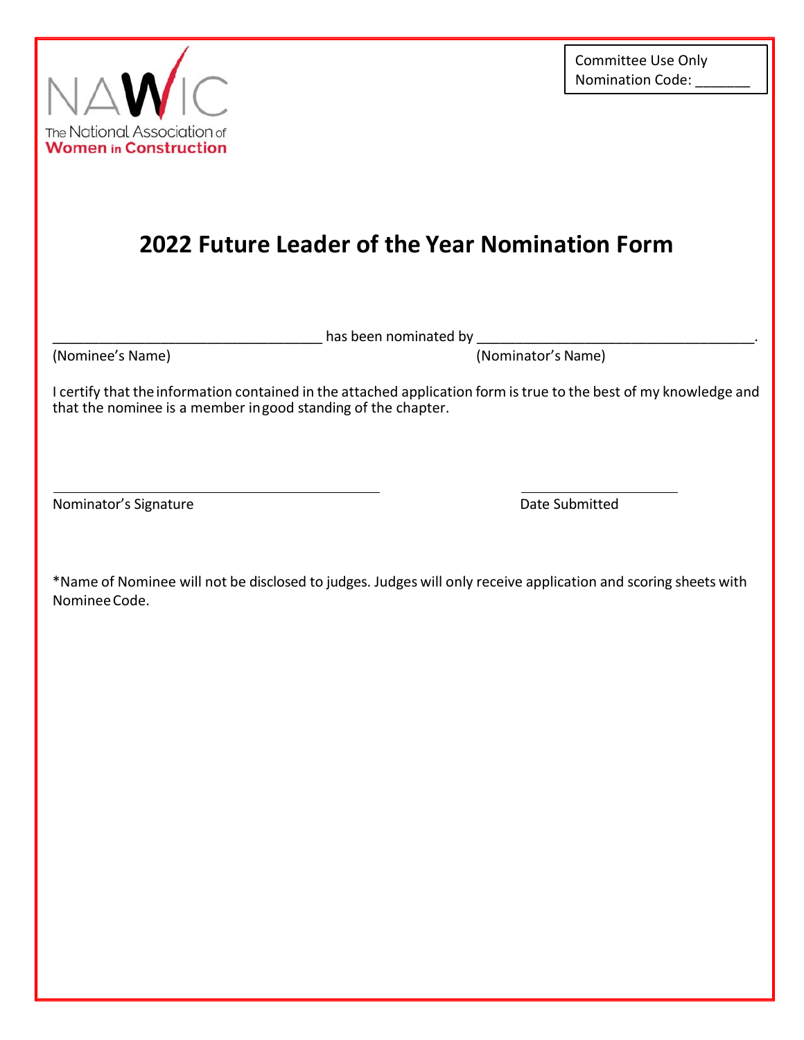The National Association of Women in Construction

Committee Use Only
Nomination Code: _______

# 2022 Future Leader of the Year Nomination Form

___________________________________ has been nominated by ____________________________________.
(Nominee's Name) (Nominator's Name)

I certify that the information contained in the attached application form is true to the best of my knowledge and that the nominee is a member in good standing of the chapter.

_________________________________________ ____________________
Nominator's Signature Date Submitted

*Name of Nominee will not be disclosed to judges. Judges will only receive application and scoring sheets with Nominee Code.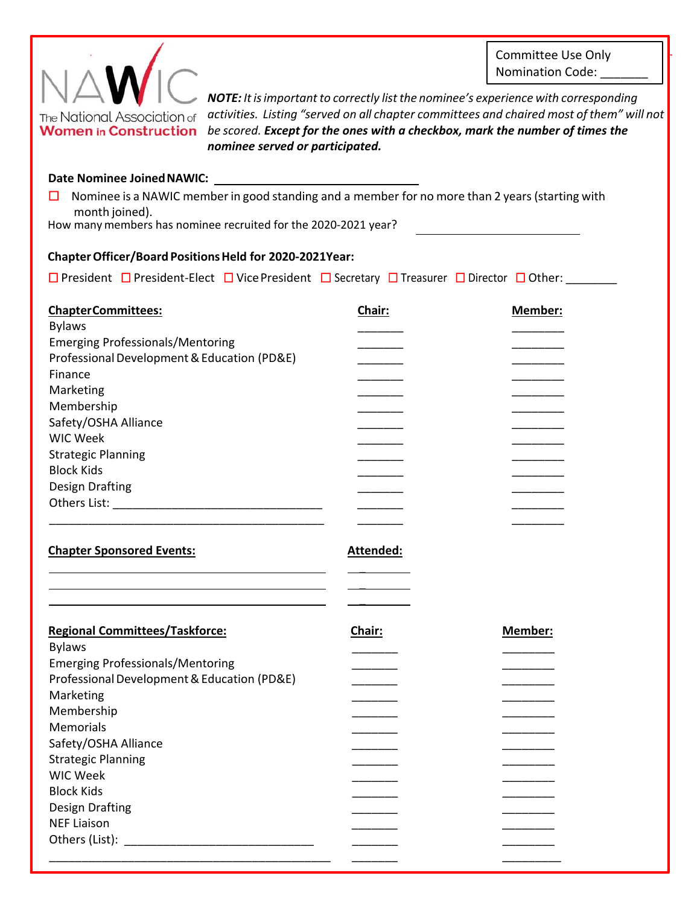Committee Use Only
Nomination Code: _______

The National Association of Women in Construction

***NOTE:** It is important to correctly list the nominee's experience with corresponding activities. Listing "served on all chapter committees and chaired most of them" will not be scored.* ***Except for the ones with a checkbox, mark the number of times the nominee served or participated.***

**Date Nominee Joined NAWIC:** ______________________________

☐ Nominee is a NAWIC member in good standing and a member for no more than 2 years (starting with month joined).

How many members has nominee recruited for the 2020-2021 year? ________________________

**Chapter Officer/Board Positions Held for 2020-2021 Year:**

☐ President ☐ President-Elect ☐ Vice President ☐ Secretary ☐ Treasurer ☐ Director ☐ Other: ________

| Chapter Committees: | Chair: | Member: |
|---|---|---|
| Bylaws | _______ | ________ |
| Emerging Professionals/Mentoring | _______ | ________ |
| Professional Development & Education (PD&E) | _______ | ________ |
| Finance | _______ | ________ |
| Marketing | _______ | ________ |
| Membership | _______ | ________ |
| Safety/OSHA Alliance | _______ | ________ |
| WIC Week | _______ | ________ |
| Strategic Planning | _______ | ________ |
| Block Kids | _______ | ________ |
| Design Drafting | _______ | ________ |
| Others List: ________________________________ | _______ | ________ |
| __________________________________________ | _______ | ________ |

| Chapter Sponsored Events: | Attended: |
|---|---|
| __________________________________________ | _________ |
| __________________________________________ | _________ |
| __________________________________________ | _________ |

| Regional Committees/Taskforce: | Chair: | Member: |
|---|---|---|
| Bylaws | _______ | ________ |
| Emerging Professionals/Mentoring | _______ | ________ |
| Professional Development & Education (PD&E) | _______ | ________ |
| Marketing | _______ | ________ |
| Membership | _______ | ________ |
| Memorials | _______ | ________ |
| Safety/OSHA Alliance | _______ | ________ |
| Strategic Planning | _______ | ________ |
| WIC Week | _______ | ________ |
| Block Kids | _______ | ________ |
| Design Drafting | _______ | ________ |
| NEF Liaison | _______ | ________ |
| Others (List): _____________________________ | _______ | ________ |
| ___________________________________________ | _______ | _________ |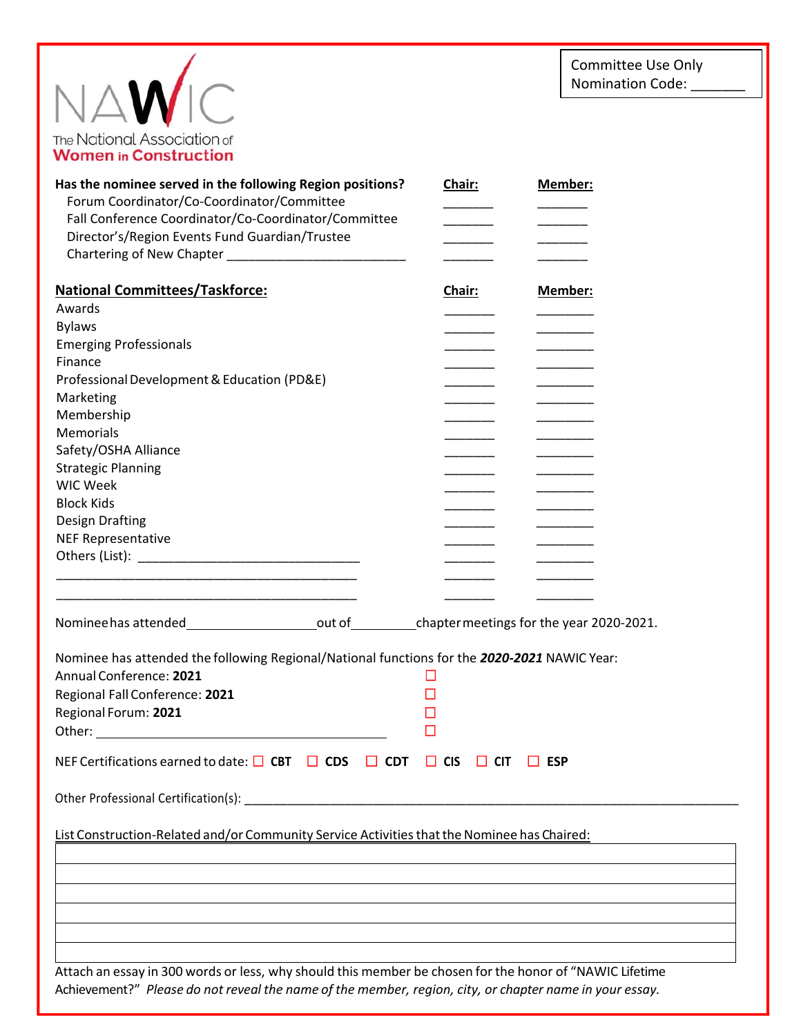Committee Use Only
Nomination Code: _______

NAWIC
The National Association of Women in Construction

| **Has the nominee served in the following Region positions?** | **Chair:** | **Member:** |
|---|---|---|
| Forum Coordinator/Co-Coordinator/Committee | _______ | _______ |
| Fall Conference Coordinator/Co-Coordinator/Committee | _______ | _______ |
| Director's/Region Events Fund Guardian/Trustee | _______ | _______ |
| Chartering of New Chapter _________________________ | _______ | _______ |

| **National Committees/Taskforce:** | **Chair:** | **Member:** |
|---|---|---|
| Awards | _______ | ________ |
| Bylaws | _______ | ________ |
| Emerging Professionals | _______ | ________ |
| Finance | _______ | ________ |
| Professional Development & Education (PD&E) | _______ | ________ |
| Marketing | _______ | ________ |
| Membership | _______ | ________ |
| Memorials | _______ | ________ |
| Safety/OSHA Alliance | _______ | ________ |
| Strategic Planning | _______ | ________ |
| WIC Week | _______ | ________ |
| Block Kids | _______ | ________ |
| Design Drafting | _______ | ________ |
| NEF Representative | _______ | ________ |
| Others (List): ________________________________ | _______ | ________ |
| ____________________________________________ | _______ | ________ |
| ____________________________________________ | _______ | ________ |

Nominee has attended__________________out of_________chapter meetings for the year 2020-2021.

Nominee has attended the following Regional/National functions for the ***2020-2021*** NAWIC Year:

- Annual Conference: **2021** ☐
- Regional Fall Conference: **2021** ☐
- Regional Forum: **2021** ☐
- Other: _________________________________________ ☐

NEF Certifications earned to date: ☐ **CBT** ☐ **CDS** ☐ **CDT** ☐ **CIS** ☐ **CIT** ☐ **ESP**

Other Professional Certification(s): ___________________________________________________________________________

List Construction-Related and/or Community Service Activities that the Nominee has Chaired:

| |
|---|
| |
| |
| |
| |
| |
| |

Attach an essay in 300 words or less, why should this member be chosen for the honor of "NAWIC Lifetime Achievement?" *Please do not reveal the name of the member, region, city, or chapter name in your essay.*